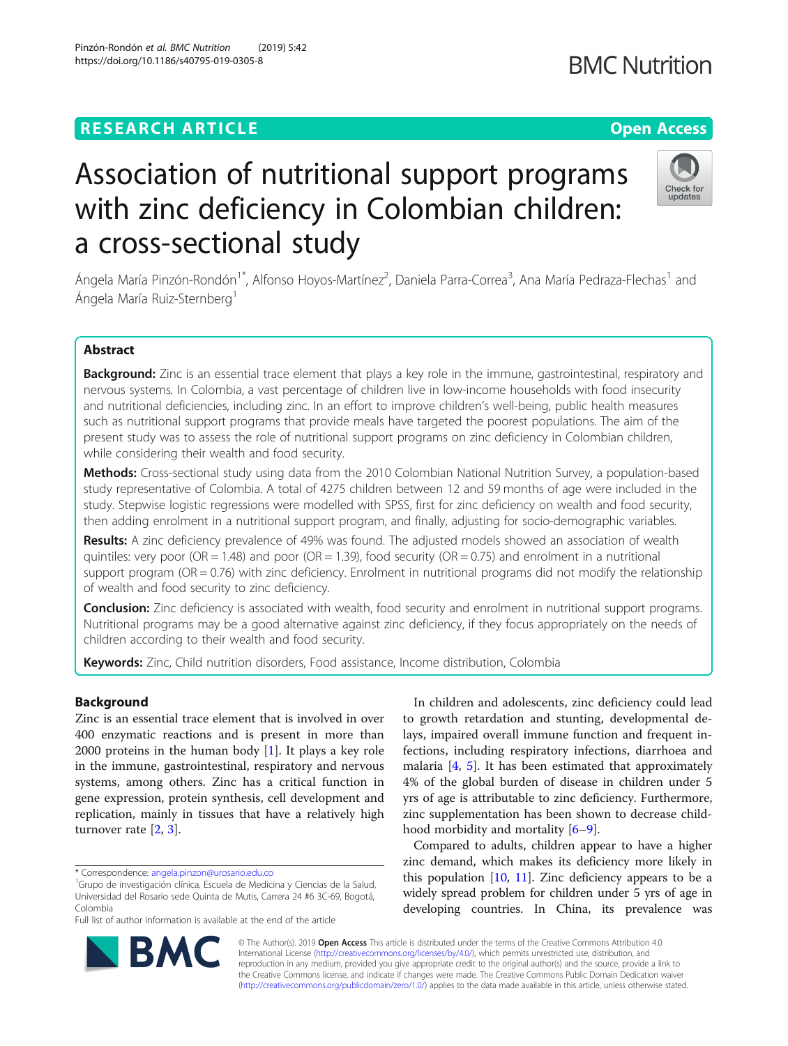RESEARCH ARTICLE

Open Access

# Association of nutritional support programs with zinc deficiency in Colombian children: a cross-sectional study

Ángela María Pinzón-Rondón[1*], Alfonso Hoyos-Martínez[2], Daniela Parra-Correa[3], Ana María Pedraza-Flechas[1] and Ángela María Ruiz-Sternberg[1]

## Abstract

**Background:** Zinc is an essential trace element that plays a key role in the immune, gastrointestinal, respiratory and nervous systems. In Colombia, a vast percentage of children live in low-income households with food insecurity and nutritional deficiencies, including zinc. In an effort to improve children's well-being, public health measures such as nutritional support programs that provide meals have targeted the poorest populations. The aim of the present study was to assess the role of nutritional support programs on zinc deficiency in Colombian children, while considering their wealth and food security.

**Methods:** Cross-sectional study using data from the 2010 Colombian National Nutrition Survey, a population-based study representative of Colombia. A total of 4275 children between 12 and 59 months of age were included in the study. Stepwise logistic regressions were modelled with SPSS, first for zinc deficiency on wealth and food security, then adding enrolment in a nutritional support program, and finally, adjusting for socio-demographic variables.

**Results:** A zinc deficiency prevalence of 49% was found. The adjusted models showed an association of wealth quintiles: very poor (OR = 1.48) and poor (OR = 1.39), food security (OR = 0.75) and enrolment in a nutritional support program (OR = 0.76) with zinc deficiency. Enrolment in nutritional programs did not modify the relationship of wealth and food security to zinc deficiency.

**Conclusion:** Zinc deficiency is associated with wealth, food security and enrolment in nutritional support programs. Nutritional programs may be a good alternative against zinc deficiency, if they focus appropriately on the needs of children according to their wealth and food security.

**Keywords:** Zinc, Child nutrition disorders, Food assistance, Income distribution, Colombia

## Background

Zinc is an essential trace element that is involved in over 400 enzymatic reactions and is present in more than 2000 proteins in the human body [1]. It plays a key role in the immune, gastrointestinal, respiratory and nervous systems, among others. Zinc has a critical function in gene expression, protein synthesis, cell development and replication, mainly in tissues that have a relatively high turnover rate [2, 3].

In children and adolescents, zinc deficiency could lead to growth retardation and stunting, developmental delays, impaired overall immune function and frequent infections, including respiratory infections, diarrhoea and malaria [4, 5]. It has been estimated that approximately 4% of the global burden of disease in children under 5 yrs of age is attributable to zinc deficiency. Furthermore, zinc supplementation has been shown to decrease childhood morbidity and mortality [6–9].

Compared to adults, children appear to have a higher zinc demand, which makes its deficiency more likely in this population [10, 11]. Zinc deficiency appears to be a widely spread problem for children under 5 yrs of age in developing countries. In China, its prevalence was

* Correspondence: angela.pinzon@urosario.edu.co
[1]Grupo de investigación clínica. Escuela de Medicina y Ciencias de la Salud, Universidad del Rosario sede Quinta de Mutis, Carrera 24 #6 3C-69, Bogotá, Colombia
Full list of author information is available at the end of the article

© The Author(s). 2019 **Open Access** This article is distributed under the terms of the Creative Commons Attribution 4.0 International License (http://creativecommons.org/licenses/by/4.0/), which permits unrestricted use, distribution, and reproduction in any medium, provided you give appropriate credit to the original author(s) and the source, provide a link to the Creative Commons license, and indicate if changes were made. The Creative Commons Public Domain Dedication waiver (http://creativecommons.org/publicdomain/zero/1.0/) applies to the data made available in this article, unless otherwise stated.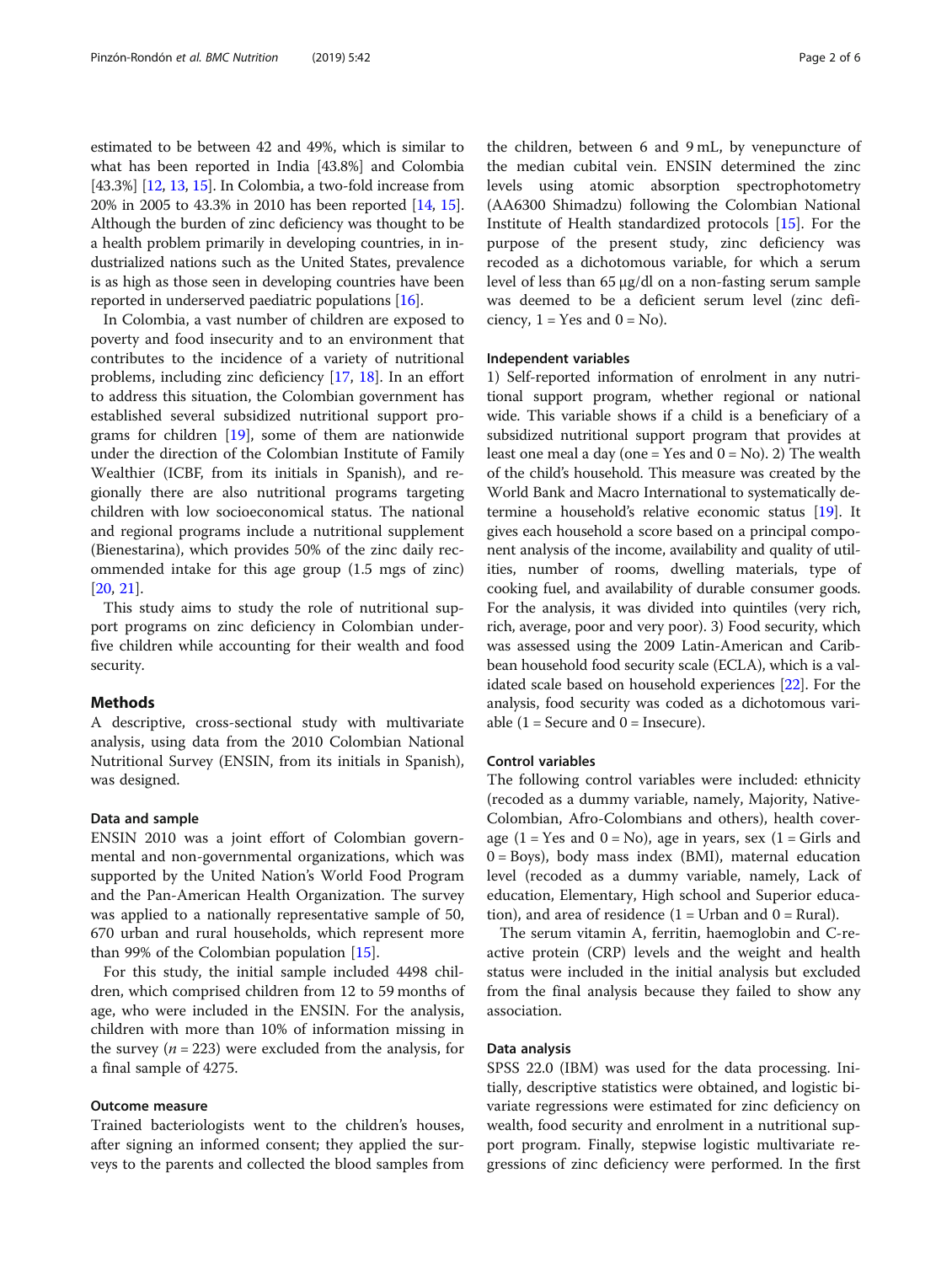estimated to be between 42 and 49%, which is similar to what has been reported in India [43.8%] and Colombia [43.3%] [12, 13, 15]. In Colombia, a two-fold increase from 20% in 2005 to 43.3% in 2010 has been reported [14, 15]. Although the burden of zinc deficiency was thought to be a health problem primarily in developing countries, in industrialized nations such as the United States, prevalence is as high as those seen in developing countries have been reported in underserved paediatric populations [16].

In Colombia, a vast number of children are exposed to poverty and food insecurity and to an environment that contributes to the incidence of a variety of nutritional problems, including zinc deficiency [17, 18]. In an effort to address this situation, the Colombian government has established several subsidized nutritional support programs for children [19], some of them are nationwide under the direction of the Colombian Institute of Family Wealthier (ICBF, from its initials in Spanish), and regionally there are also nutritional programs targeting children with low socioeconomical status. The national and regional programs include a nutritional supplement (Bienestarina), which provides 50% of the zinc daily recommended intake for this age group (1.5 mgs of zinc) [20, 21].

This study aims to study the role of nutritional support programs on zinc deficiency in Colombian under-five children while accounting for their wealth and food security.

## Methods

A descriptive, cross-sectional study with multivariate analysis, using data from the 2010 Colombian National Nutritional Survey (ENSIN, from its initials in Spanish), was designed.

### Data and sample

ENSIN 2010 was a joint effort of Colombian governmental and non-governmental organizations, which was supported by the United Nation's World Food Program and the Pan-American Health Organization. The survey was applied to a nationally representative sample of 50,670 urban and rural households, which represent more than 99% of the Colombian population [15].

For this study, the initial sample included 4498 children, which comprised children from 12 to 59 months of age, who were included in the ENSIN. For the analysis, children with more than 10% of information missing in the survey ($n = 223$) were excluded from the analysis, for a final sample of 4275.

### Outcome measure

Trained bacteriologists went to the children's houses, after signing an informed consent; they applied the surveys to the parents and collected the blood samples from the children, between 6 and 9 mL, by venepuncture of the median cubital vein. ENSIN determined the zinc levels using atomic absorption spectrophotometry (AA6300 Shimadzu) following the Colombian National Institute of Health standardized protocols [15]. For the purpose of the present study, zinc deficiency was recoded as a dichotomous variable, for which a serum level of less than 65 μg/dl on a non-fasting serum sample was deemed to be a deficient serum level (zinc deficiency, 1 = Yes and 0 = No).

### Independent variables

1) Self-reported information of enrolment in any nutritional support program, whether regional or national wide. This variable shows if a child is a beneficiary of a subsidized nutritional support program that provides at least one meal a day (one = Yes and 0 = No). 2) The wealth of the child's household. This measure was created by the World Bank and Macro International to systematically determine a household's relative economic status [19]. It gives each household a score based on a principal component analysis of the income, availability and quality of utilities, number of rooms, dwelling materials, type of cooking fuel, and availability of durable consumer goods. For the analysis, it was divided into quintiles (very rich, rich, average, poor and very poor). 3) Food security, which was assessed using the 2009 Latin-American and Caribbean household food security scale (ECLA), which is a validated scale based on household experiences [22]. For the analysis, food security was coded as a dichotomous variable (1 = Secure and 0 = Insecure).

### Control variables

The following control variables were included: ethnicity (recoded as a dummy variable, namely, Majority, Native-Colombian, Afro-Colombians and others), health coverage (1 = Yes and 0 = No), age in years, sex (1 = Girls and 0 = Boys), body mass index (BMI), maternal education level (recoded as a dummy variable, namely, Lack of education, Elementary, High school and Superior education), and area of residence (1 = Urban and 0 = Rural).

The serum vitamin A, ferritin, haemoglobin and C-reactive protein (CRP) levels and the weight and health status were included in the initial analysis but excluded from the final analysis because they failed to show any association.

### Data analysis

SPSS 22.0 (IBM) was used for the data processing. Initially, descriptive statistics were obtained, and logistic bivariate regressions were estimated for zinc deficiency on wealth, food security and enrolment in a nutritional support program. Finally, stepwise logistic multivariate regressions of zinc deficiency were performed. In the first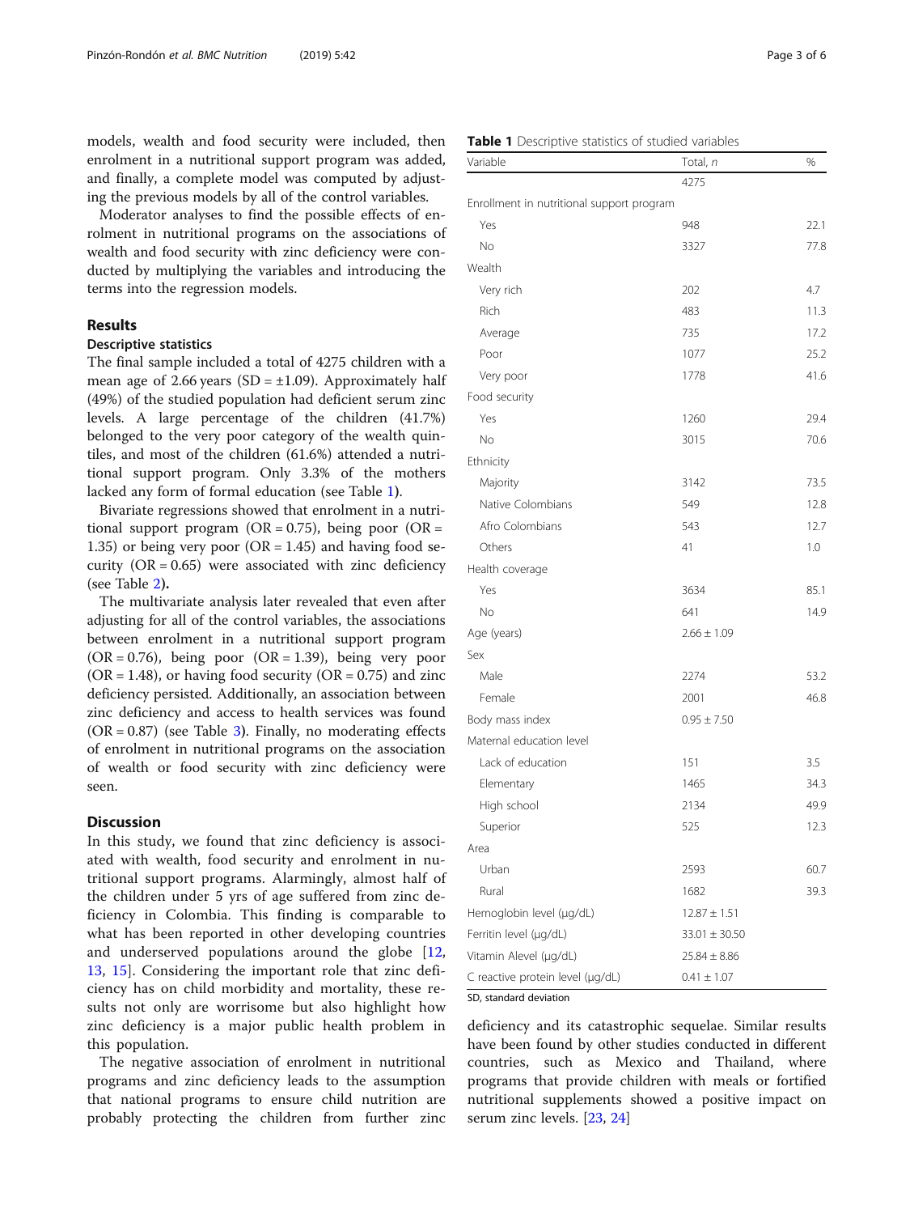models, wealth and food security were included, then enrolment in a nutritional support program was added, and finally, a complete model was computed by adjusting the previous models by all of the control variables.

Moderator analyses to find the possible effects of enrolment in nutritional programs on the associations of wealth and food security with zinc deficiency were conducted by multiplying the variables and introducing the terms into the regression models.

## Results

### Descriptive statistics

The final sample included a total of 4275 children with a mean age of 2.66 years (SD = ±1.09). Approximately half (49%) of the studied population had deficient serum zinc levels. A large percentage of the children (41.7%) belonged to the very poor category of the wealth quintiles, and most of the children (61.6%) attended a nutritional support program. Only 3.3% of the mothers lacked any form of formal education (see Table 1).

Bivariate regressions showed that enrolment in a nutritional support program (OR = 0.75), being poor (OR = 1.35) or being very poor (OR = 1.45) and having food security (OR = 0.65) were associated with zinc deficiency (see Table 2).

The multivariate analysis later revealed that even after adjusting for all of the control variables, the associations between enrolment in a nutritional support program (OR = 0.76), being poor (OR = 1.39), being very poor (OR = 1.48), or having food security (OR = 0.75) and zinc deficiency persisted. Additionally, an association between zinc deficiency and access to health services was found (OR = 0.87) (see Table 3). Finally, no moderating effects of enrolment in nutritional programs on the association of wealth or food security with zinc deficiency were seen.

**Table 1** Descriptive statistics of studied variables

| Variable | Total, *n* | % |
|---|---|---|
| | 4275 | |
| Enrollment in nutritional support program | | |
| Yes | 948 | 22.1 |
| No | 3327 | 77.8 |
| Wealth | | |
| Very rich | 202 | 4.7 |
| Rich | 483 | 11.3 |
| Average | 735 | 17.2 |
| Poor | 1077 | 25.2 |
| Very poor | 1778 | 41.6 |
| Food security | | |
| Yes | 1260 | 29.4 |
| No | 3015 | 70.6 |
| Ethnicity | | |
| Majority | 3142 | 73.5 |
| Native Colombians | 549 | 12.8 |
| Afro Colombians | 543 | 12.7 |
| Others | 41 | 1.0 |
| Health coverage | | |
| Yes | 3634 | 85.1 |
| No | 641 | 14.9 |
| Age (years) | 2.66 ± 1.09 | |
| Sex | | |
| Male | 2274 | 53.2 |
| Female | 2001 | 46.8 |
| Body mass index | 0.95 ± 7.50 | |
| Maternal education level | | |
| Lack of education | 151 | 3.5 |
| Elementary | 1465 | 34.3 |
| High school | 2134 | 49.9 |
| Superior | 525 | 12.3 |
| Area | | |
| Urban | 2593 | 60.7 |
| Rural | 1682 | 39.3 |
| Hemoglobin level (μg/dL) | 12.87 ± 1.51 | |
| Ferritin level (μg/dL) | 33.01 ± 30.50 | |
| Vitamin Alevel (μg/dL) | 25.84 ± 8.86 | |
| C reactive protein level (μg/dL) | 0.41 ± 1.07 | |

SD, standard deviation

## Discussion

In this study, we found that zinc deficiency is associated with wealth, food security and enrolment in nutritional support programs. Alarmingly, almost half of the children under 5 yrs of age suffered from zinc deficiency in Colombia. This finding is comparable to what has been reported in other developing countries and underserved populations around the globe [12, 13, 15]. Considering the important role that zinc deficiency has on child morbidity and mortality, these results not only are worrisome but also highlight how zinc deficiency is a major public health problem in this population.

The negative association of enrolment in nutritional programs and zinc deficiency leads to the assumption that national programs to ensure child nutrition are probably protecting the children from further zinc deficiency and its catastrophic sequelae. Similar results have been found by other studies conducted in different countries, such as Mexico and Thailand, where programs that provide children with meals or fortified nutritional supplements showed a positive impact on serum zinc levels. [23, 24]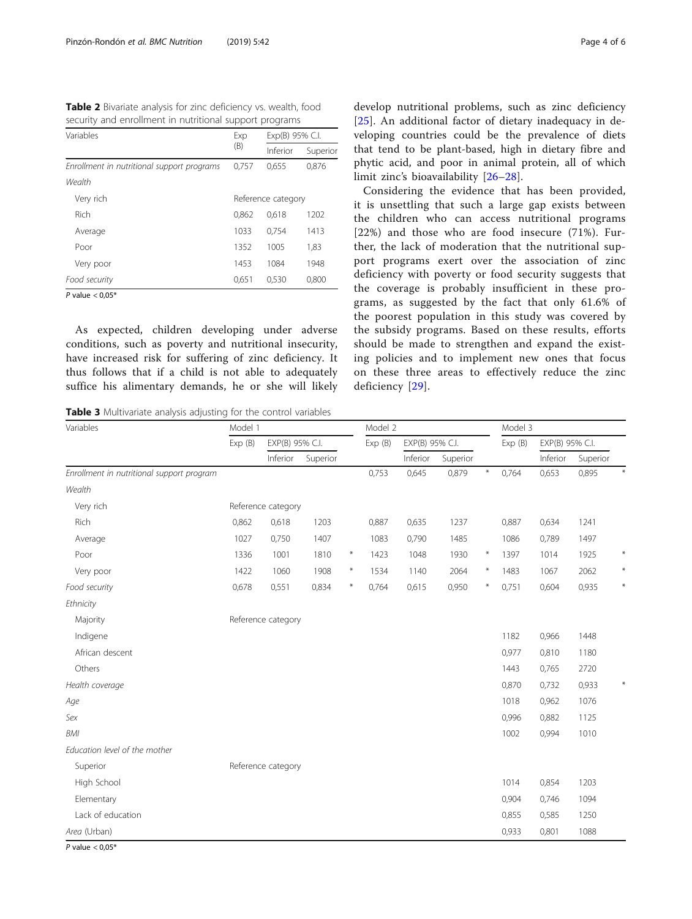**Table 2** Bivariate analysis for zinc deficiency vs. wealth, food security and enrollment in nutritional support programs

| Variables | Exp (B) | Exp(B) 95% C.I. | |
|---|---|---|---|
| | | Inferior | Superior |
| *Enrollment in nutritional support programs* | 0,757 | 0,655 | 0,876 |
| *Wealth* | | | |
| Very rich | Reference category | | |
| Rich | 0,862 | 0,618 | 1202 |
| Average | 1033 | 0,754 | 1413 |
| Poor | 1352 | 1005 | 1,83 |
| Very poor | 1453 | 1084 | 1948 |
| *Food security* | 0,651 | 0,530 | 0,800 |

*P* value < 0,05*

As expected, children developing under adverse conditions, such as poverty and nutritional insecurity, have increased risk for suffering of zinc deficiency. It thus follows that if a child is not able to adequately suffice his alimentary demands, he or she will likely develop nutritional problems, such as zinc deficiency [25]. An additional factor of dietary inadequacy in developing countries could be the prevalence of diets that tend to be plant-based, high in dietary fibre and phytic acid, and poor in animal protein, all of which limit zinc's bioavailability [26–28].

Considering the evidence that has been provided, it is unsettling that such a large gap exists between the children who can access nutritional programs [22%) and those who are food insecure (71%). Further, the lack of moderation that the nutritional support programs exert over the association of zinc deficiency with poverty or food security suggests that the coverage is probably insufficient in these programs, as suggested by the fact that only 61.6% of the poorest population in this study was covered by the subsidy programs. Based on these results, efforts should be made to strengthen and expand the existing policies and to implement new ones that focus on these three areas to effectively reduce the zinc deficiency [29].

**Table 3** Multivariate analysis adjusting for the control variables

| Variables | Model 1 | | | | Model 2 | | | | Model 3 | | | |
|---|---|---|---|---|---|---|---|---|---|---|---|---|
| | Exp (B) | EXP(B) 95% C.I. | | | Exp (B) | EXP(B) 95% C.I. | | | Exp (B) | EXP(B) 95% C.I. | | |
| | | Inferior | Superior | | | Inferior | Superior | | | Inferior | Superior | |
| *Enrollment in nutritional support program* | | | | | 0,753 | 0,645 | 0,879 | * | 0,764 | 0,653 | 0,895 | * |
| *Wealth* | | | | | | | | | | | | |
| Very rich | Reference category | | | | | | | | | | | |
| Rich | 0,862 | 0,618 | 1203 | | 0,887 | 0,635 | 1237 | | 0,887 | 0,634 | 1241 | |
| Average | 1027 | 0,750 | 1407 | | 1083 | 0,790 | 1485 | | 1086 | 0,789 | 1497 | |
| Poor | 1336 | 1001 | 1810 | * | 1423 | 1048 | 1930 | * | 1397 | 1014 | 1925 | * |
| Very poor | 1422 | 1060 | 1908 | * | 1534 | 1140 | 2064 | * | 1483 | 1067 | 2062 | * |
| *Food security* | 0,678 | 0,551 | 0,834 | * | 0,764 | 0,615 | 0,950 | * | 0,751 | 0,604 | 0,935 | * |
| *Ethnicity* | | | | | | | | | | | | |
| Majority | Reference category | | | | | | | | | | | |
| Indigene | | | | | | | | | 1182 | 0,966 | 1448 | |
| African descent | | | | | | | | | 0,977 | 0,810 | 1180 | |
| Others | | | | | | | | | 1443 | 0,765 | 2720 | |
| *Health coverage* | | | | | | | | | 0,870 | 0,732 | 0,933 | * |
| *Age* | | | | | | | | | 1018 | 0,962 | 1076 | |
| *Sex* | | | | | | | | | 0,996 | 0,882 | 1125 | |
| *BMI* | | | | | | | | | 1002 | 0,994 | 1010 | |
| *Education level of the mother* | | | | | | | | | | | | |
| Superior | Reference category | | | | | | | | | | | |
| High School | | | | | | | | | 1014 | 0,854 | 1203 | |
| Elementary | | | | | | | | | 0,904 | 0,746 | 1094 | |
| Lack of education | | | | | | | | | 0,855 | 0,585 | 1250 | |
| *Area* (Urban) | | | | | | | | | 0,933 | 0,801 | 1088 | |

*P* value < 0,05*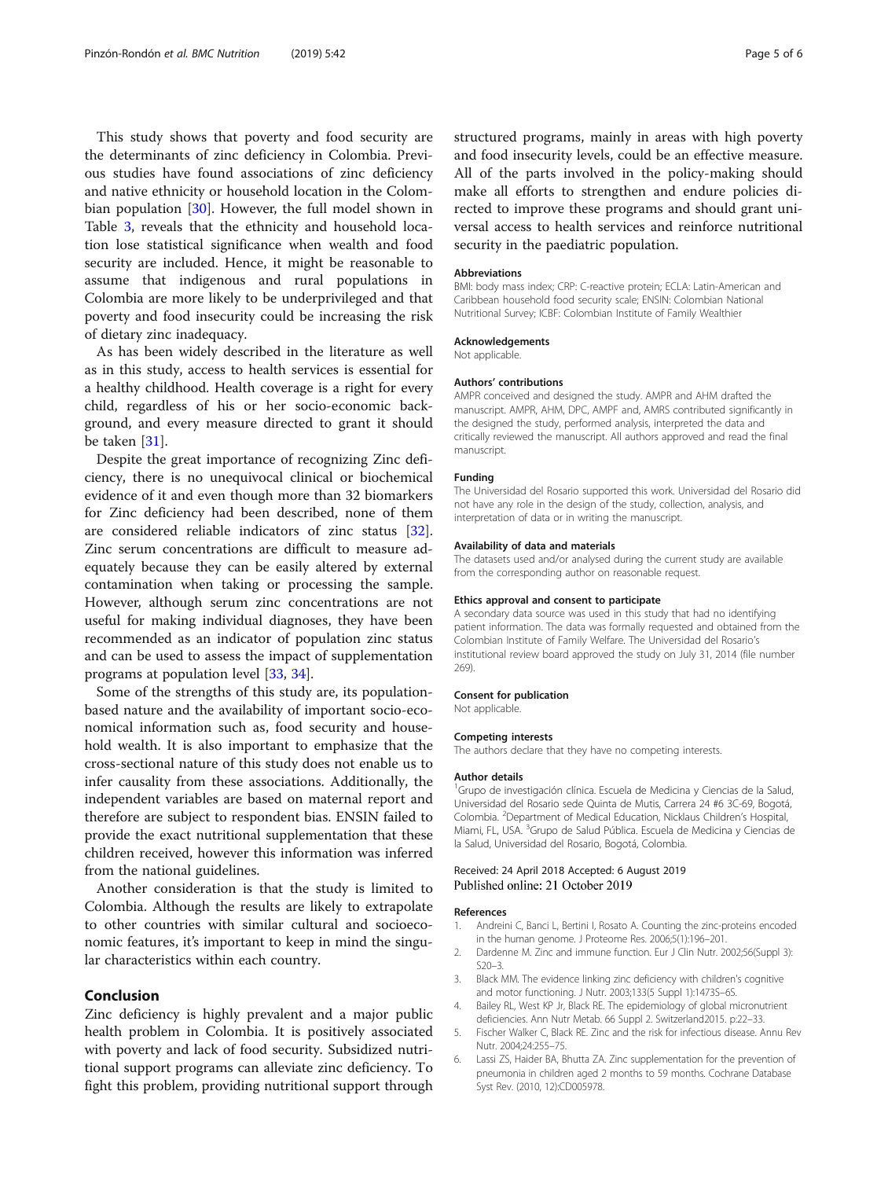This study shows that poverty and food security are the determinants of zinc deficiency in Colombia. Previous studies have found associations of zinc deficiency and native ethnicity or household location in the Colombian population [30]. However, the full model shown in Table 3, reveals that the ethnicity and household location lose statistical significance when wealth and food security are included. Hence, it might be reasonable to assume that indigenous and rural populations in Colombia are more likely to be underprivileged and that poverty and food insecurity could be increasing the risk of dietary zinc inadequacy.

As has been widely described in the literature as well as in this study, access to health services is essential for a healthy childhood. Health coverage is a right for every child, regardless of his or her socio-economic background, and every measure directed to grant it should be taken [31].

Despite the great importance of recognizing Zinc deficiency, there is no unequivocal clinical or biochemical evidence of it and even though more than 32 biomarkers for Zinc deficiency had been described, none of them are considered reliable indicators of zinc status [32]. Zinc serum concentrations are difficult to measure adequately because they can be easily altered by external contamination when taking or processing the sample. However, although serum zinc concentrations are not useful for making individual diagnoses, they have been recommended as an indicator of population zinc status and can be used to assess the impact of supplementation programs at population level [33, 34].

Some of the strengths of this study are, its population-based nature and the availability of important socio-economical information such as, food security and household wealth. It is also important to emphasize that the cross-sectional nature of this study does not enable us to infer causality from these associations. Additionally, the independent variables are based on maternal report and therefore are subject to respondent bias. ENSIN failed to provide the exact nutritional supplementation that these children received, however this information was inferred from the national guidelines.

Another consideration is that the study is limited to Colombia. Although the results are likely to extrapolate to other countries with similar cultural and socioeconomic features, it's important to keep in mind the singular characteristics within each country.

## Conclusion

Zinc deficiency is highly prevalent and a major public health problem in Colombia. It is positively associated with poverty and lack of food security. Subsidized nutritional support programs can alleviate zinc deficiency. To fight this problem, providing nutritional support through structured programs, mainly in areas with high poverty and food insecurity levels, could be an effective measure. All of the parts involved in the policy-making should make all efforts to strengthen and endure policies directed to improve these programs and should grant universal access to health services and reinforce nutritional security in the paediatric population.

#### Abbreviations

BMI: body mass index; CRP: C-reactive protein; ECLA: Latin-American and Caribbean household food security scale; ENSIN: Colombian National Nutritional Survey; ICBF: Colombian Institute of Family Wealthier

#### Acknowledgements

Not applicable.

#### Authors' contributions

AMPR conceived and designed the study. AMPR and AHM drafted the manuscript. AMPR, AHM, DPC, AMPF and, AMRS contributed significantly in the designed the study, performed analysis, interpreted the data and critically reviewed the manuscript. All authors approved and read the final manuscript.

#### Funding

The Universidad del Rosario supported this work. Universidad del Rosario did not have any role in the design of the study, collection, analysis, and interpretation of data or in writing the manuscript.

#### Availability of data and materials

The datasets used and/or analysed during the current study are available from the corresponding author on reasonable request.

#### Ethics approval and consent to participate

A secondary data source was used in this study that had no identifying patient information. The data was formally requested and obtained from the Colombian Institute of Family Welfare. The Universidad del Rosario's institutional review board approved the study on July 31, 2014 (file number 269).

#### Consent for publication

Not applicable.

#### Competing interests

The authors declare that they have no competing interests.

#### Author details

[1]Grupo de investigación clínica. Escuela de Medicina y Ciencias de la Salud, Universidad del Rosario sede Quinta de Mutis, Carrera 24 #6 3C-69, Bogotá, Colombia. [2]Department of Medical Education, Nicklaus Children's Hospital, Miami, FL, USA. [3]Grupo de Salud Pública. Escuela de Medicina y Ciencias de la Salud, Universidad del Rosario, Bogotá, Colombia.

Received: 24 April 2018 Accepted: 6 August 2019
Published online: 21 October 2019

#### References

1. Andreini C, Banci L, Bertini I, Rosato A. Counting the zinc-proteins encoded in the human genome. J Proteome Res. 2006;5(1):196–201.
2. Dardenne M. Zinc and immune function. Eur J Clin Nutr. 2002;56(Suppl 3): S20–3.
3. Black MM. The evidence linking zinc deficiency with children's cognitive and motor functioning. J Nutr. 2003;133(5 Suppl 1):1473S–6S.
4. Bailey RL, West KP Jr, Black RE. The epidemiology of global micronutrient deficiencies. Ann Nutr Metab. 66 Suppl 2. Switzerland2015. p:22–33.
5. Fischer Walker C, Black RE. Zinc and the risk for infectious disease. Annu Rev Nutr. 2004;24:255–75.
6. Lassi ZS, Haider BA, Bhutta ZA. Zinc supplementation for the prevention of pneumonia in children aged 2 months to 59 months. Cochrane Database Syst Rev. (2010, 12):CD005978.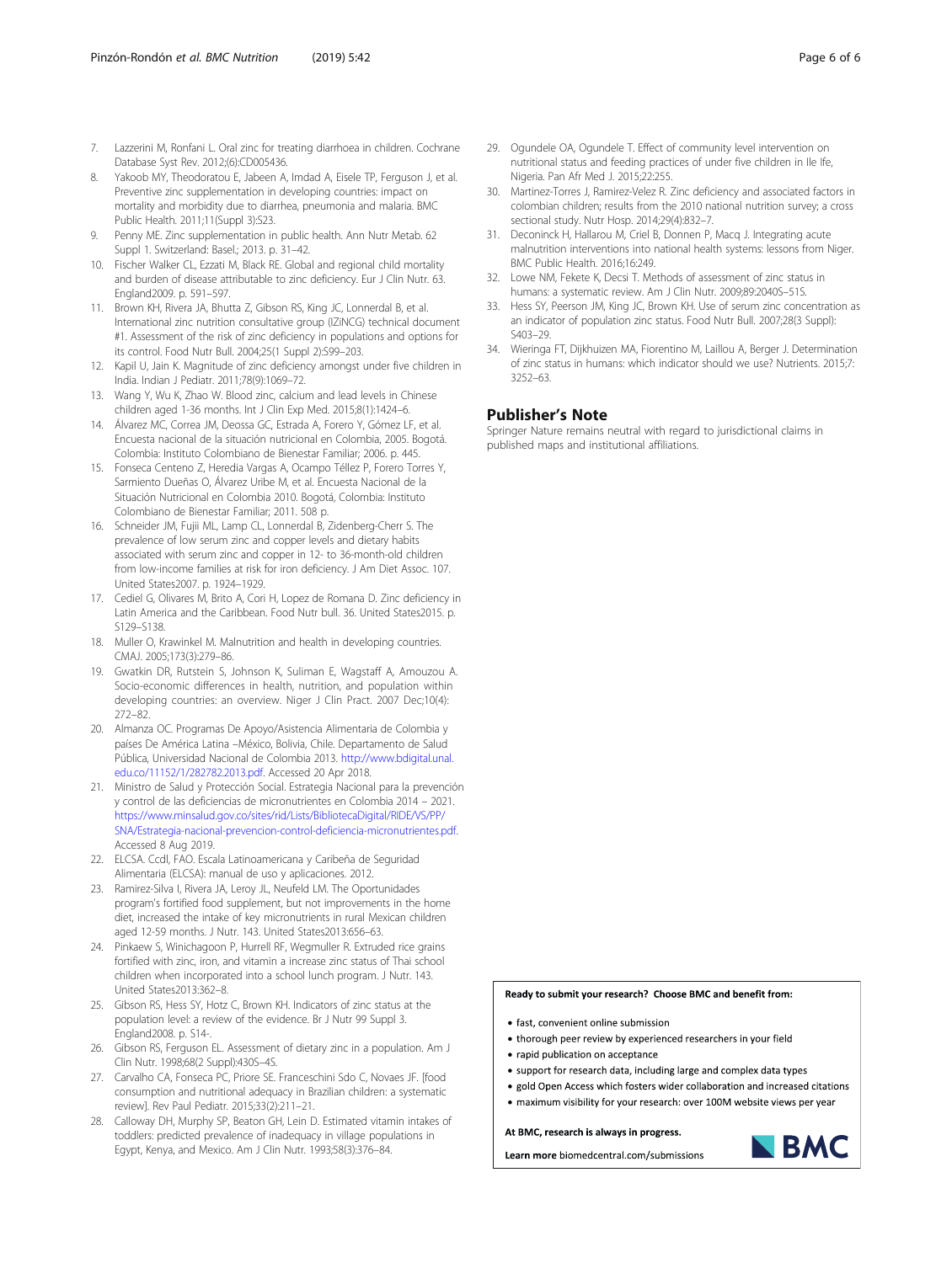7. Lazzerini M, Ronfani L. Oral zinc for treating diarrhoea in children. Cochrane Database Syst Rev. 2012;(6):CD005436.
8. Yakoob MY, Theodoratou E, Jabeen A, Imdad A, Eisele TP, Ferguson J, et al. Preventive zinc supplementation in developing countries: impact on mortality and morbidity due to diarrhea, pneumonia and malaria. BMC Public Health. 2011;11(Suppl 3):S23.
9. Penny ME. Zinc supplementation in public health. Ann Nutr Metab. 62 Suppl 1. Switzerland: Basel.; 2013. p. 31–42.
10. Fischer Walker CL, Ezzati M, Black RE. Global and regional child mortality and burden of disease attributable to zinc deficiency. Eur J Clin Nutr. 63. England2009. p. 591–597.
11. Brown KH, Rivera JA, Bhutta Z, Gibson RS, King JC, Lonnerdal B, et al. International zinc nutrition consultative group (IZiNCG) technical document #1. Assessment of the risk of zinc deficiency in populations and options for its control. Food Nutr Bull. 2004;25(1 Suppl 2):S99–203.
12. Kapil U, Jain K. Magnitude of zinc deficiency amongst under five children in India. Indian J Pediatr. 2011;78(9):1069–72.
13. Wang Y, Wu K, Zhao W. Blood zinc, calcium and lead levels in Chinese children aged 1-36 months. Int J Clin Exp Med. 2015;8(1):1424–6.
14. Álvarez MC, Correa JM, Deossa GC, Estrada A, Forero Y, Gómez LF, et al. Encuesta nacional de la situación nutricional en Colombia, 2005. Bogotá. Colombia: Instituto Colombiano de Bienestar Familiar; 2006. p. 445.
15. Fonseca Centeno Z, Heredia Vargas A, Ocampo Téllez P, Forero Torres Y, Sarmiento Dueñas O, Álvarez Uribe M, et al. Encuesta Nacional de la Situación Nutricional en Colombia 2010. Bogotá, Colombia: Instituto Colombiano de Bienestar Familiar; 2011. 508 p.
16. Schneider JM, Fujii ML, Lamp CL, Lonnerdal B, Zidenberg-Cherr S. The prevalence of low serum zinc and copper levels and dietary habits associated with serum zinc and copper in 12- to 36-month-old children from low-income families at risk for iron deficiency. J Am Diet Assoc. 107. United States2007. p. 1924–1929.
17. Cediel G, Olivares M, Brito A, Cori H, Lopez de Romana D. Zinc deficiency in Latin America and the Caribbean. Food Nutr bull. 36. United States2015. p. S129–S138.
18. Muller O, Krawinkel M. Malnutrition and health in developing countries. CMAJ. 2005;173(3):279–86.
19. Gwatkin DR, Rutstein S, Johnson K, Suliman E, Wagstaff A, Amouzou A. Socio-economic differences in health, nutrition, and population within developing countries: an overview. Niger J Clin Pract. 2007 Dec;10(4): 272–82.
20. Almanza OC. Programas De Apoyo/Asistencia Alimentaria de Colombia y países De América Latina –México, Bolivia, Chile. Departamento de Salud Pública, Universidad Nacional de Colombia 2013. http://www.bdigital.unal.edu.co/11152/1/282782.2013.pdf. Accessed 20 Apr 2018.
21. Ministro de Salud y Protección Social. Estrategia Nacional para la prevención y control de las deficiencias de micronutrientes en Colombia 2014 – 2021. https://www.minsalud.gov.co/sites/rid/Lists/BibliotecaDigital/RIDE/VS/PP/SNA/Estrategia-nacional-prevencion-control-deficiencia-micronutrientes.pdf. Accessed 8 Aug 2019.
22. ELCSA. Ccdl, FAO. Escala Latinoamericana y Caribeña de Seguridad Alimentaria (ELCSA): manual de uso y aplicaciones. 2012.
23. Ramirez-Silva I, Rivera JA, Leroy JL, Neufeld LM. The Oportunidades program's fortified food supplement, but not improvements in the home diet, increased the intake of key micronutrients in rural Mexican children aged 12-59 months. J Nutr. 143. United States2013:656–63.
24. Pinkaew S, Winichagoon P, Hurrell RF, Wegmuller R. Extruded rice grains fortified with zinc, iron, and vitamin a increase zinc status of Thai school children when incorporated into a school lunch program. J Nutr. 143. United States2013:362–8.
25. Gibson RS, Hess SY, Hotz C, Brown KH. Indicators of zinc status at the population level: a review of the evidence. Br J Nutr 99 Suppl 3. England2008. p. S14-.
26. Gibson RS, Ferguson EL. Assessment of dietary zinc in a population. Am J Clin Nutr. 1998;68(2 Suppl):430S–4S.
27. Carvalho CA, Fonseca PC, Priore SE. Franceschini Sdo C, Novaes JF. [food consumption and nutritional adequacy in Brazilian children: a systematic review]. Rev Paul Pediatr. 2015;33(2):211–21.
28. Calloway DH, Murphy SP, Beaton GH, Lein D. Estimated vitamin intakes of toddlers: predicted prevalence of inadequacy in village populations in Egypt, Kenya, and Mexico. Am J Clin Nutr. 1993;58(3):376–84.
29. Ogundele OA, Ogundele T. Effect of community level intervention on nutritional status and feeding practices of under five children in Ile Ife, Nigeria. Pan Afr Med J. 2015;22:255.
30. Martinez-Torres J, Ramirez-Velez R. Zinc deficiency and associated factors in colombian children; results from the 2010 national nutrition survey; a cross sectional study. Nutr Hosp. 2014;29(4):832–7.
31. Deconinck H, Hallarou M, Criel B, Donnen P, Macq J. Integrating acute malnutrition interventions into national health systems: lessons from Niger. BMC Public Health. 2016;16:249.
32. Lowe NM, Fekete K, Decsi T. Methods of assessment of zinc status in humans: a systematic review. Am J Clin Nutr. 2009;89:2040S–51S.
33. Hess SY, Peerson JM, King JC, Brown KH. Use of serum zinc concentration as an indicator of population zinc status. Food Nutr Bull. 2007;28(3 Suppl): S403–29.
34. Wieringa FT, Dijkhuizen MA, Fiorentino M, Laillou A, Berger J. Determination of zinc status in humans: which indicator should we use? Nutrients. 2015;7: 3252–63.

## Publisher's Note

Springer Nature remains neutral with regard to jurisdictional claims in published maps and institutional affiliations.

**Ready to submit your research? Choose BMC and benefit from:**

- fast, convenient online submission
- thorough peer review by experienced researchers in your field
- rapid publication on acceptance
- support for research data, including large and complex data types
- gold Open Access which fosters wider collaboration and increased citations
- maximum visibility for your research: over 100M website views per year

**At BMC, research is always in progress.**

**Learn more** biomedcentral.com/submissions

BMC